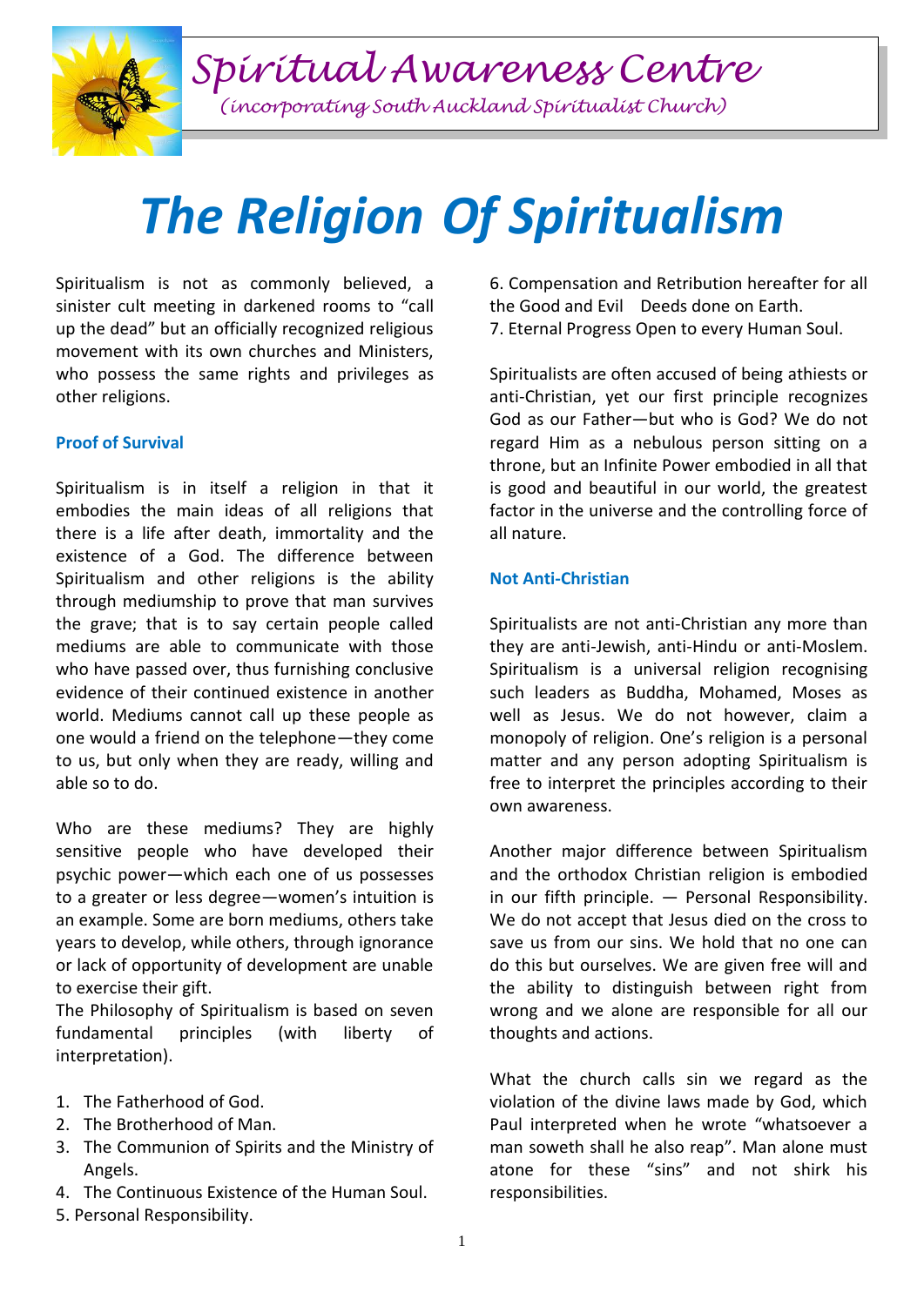Spiritual Awareness Centre

*(incorporating South Auckland Spiritualist Church)*

# The Religion Of Spiritualism

Spiritualism is not as commonly believed, a sinister cult meeting in darkened rooms to "call up the dead" but an officially recognized religious movement with its own churches and Ministers, who possess the same rights and privileges as other religions.

### Proof of Survival

Spiritualism is in itself a religion in that it embodies the main ideas of all religions that there is a life after death, immortality and the existence of a God. The difference between Spiritualism and other religions is the ability through mediumship to prove that man survives the grave; that is to say certain people called mediums are able to communicate with those who have passed over, thus furnishing conclusive evidence of their continued existence in another world. Mediums cannot call up these people as one would a friend on the telephone—they come to us, but only when they are ready, willing and able so to do.

Who are these mediums? They are highly sensitive people who have developed their psychic power—which each one of us possesses to a greater or less degree—women's intuition is an example. Some are born mediums, others take years to develop, while others, through ignorance or lack of opportunity of development are unable to exercise their gift.

The Philosophy of Spiritualism is based on seven fundamental principles (with liberty of interpretation).

1. The Fatherhood of God.
2. The Brotherhood of Man.
3. The Communion of Spirits and the Ministry of Angels.
4. The Continuous Existence of the Human Soul.
5. Personal Responsibility.
6. Compensation and Retribution hereafter for all the Good and Evil Deeds done on Earth.
7. Eternal Progress Open to every Human Soul.

Spiritualists are often accused of being athiests or anti-Christian, yet our first principle recognizes God as our Father—but who is God? We do not regard Him as a nebulous person sitting on a throne, but an Infinite Power embodied in all that is good and beautiful in our world, the greatest factor in the universe and the controlling force of all nature.

### Not Anti-Christian

Spiritualists are not anti-Christian any more than they are anti-Jewish, anti-Hindu or anti-Moslem. Spiritualism is a universal religion recognising such leaders as Buddha, Mohamed, Moses as well as Jesus. We do not however, claim a monopoly of religion. One's religion is a personal matter and any person adopting Spiritualism is free to interpret the principles according to their own awareness.

Another major difference between Spiritualism and the orthodox Christian religion is embodied in our fifth principle. — Personal Responsibility. We do not accept that Jesus died on the cross to save us from our sins. We hold that no one can do this but ourselves. We are given free will and the ability to distinguish between right from wrong and we alone are responsible for all our thoughts and actions.

What the church calls sin we regard as the violation of the divine laws made by God, which Paul interpreted when he wrote "whatsoever a man soweth shall he also reap". Man alone must atone for these "sins" and not shirk his responsibilities.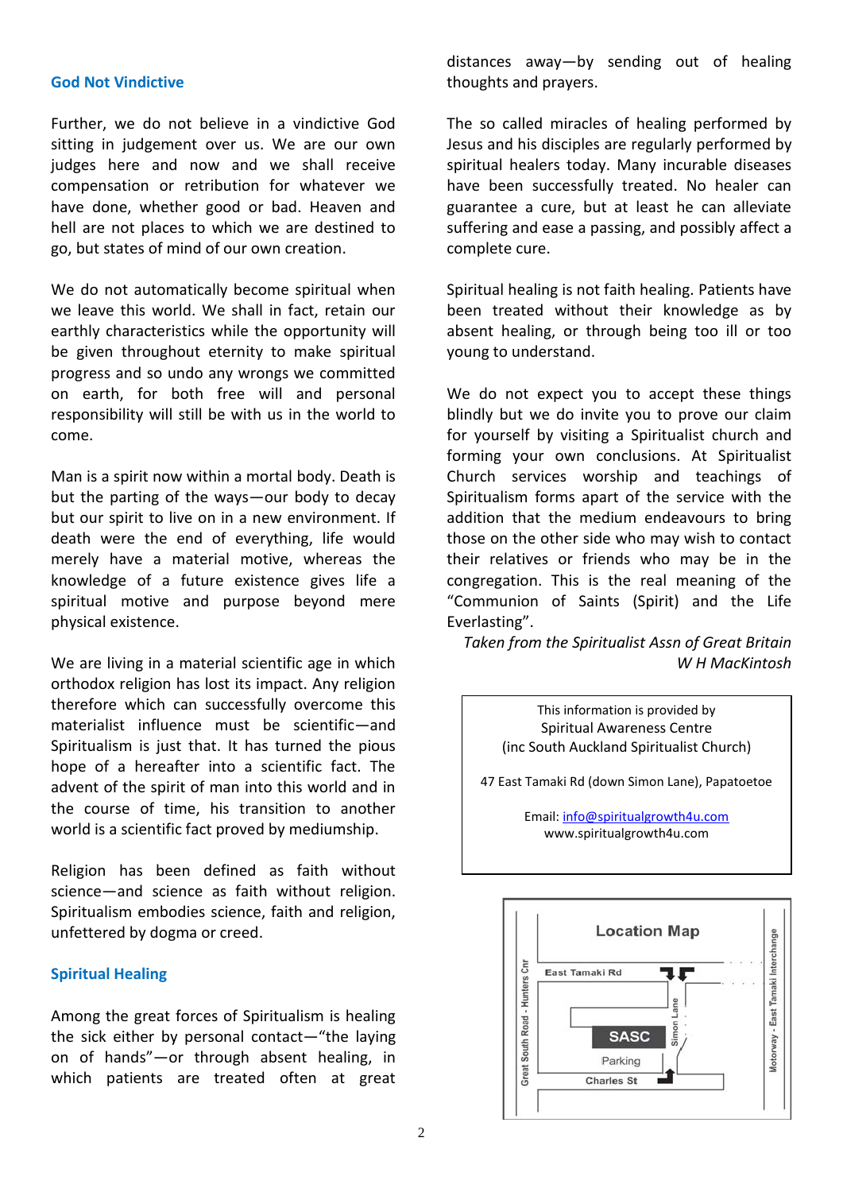### God Not Vindictive

Further, we do not believe in a vindictive God sitting in judgement over us. We are our own judges here and now and we shall receive compensation or retribution for whatever we have done, whether good or bad. Heaven and hell are not places to which we are destined to go, but states of mind of our own creation.

We do not automatically become spiritual when we leave this world. We shall in fact, retain our earthly characteristics while the opportunity will be given throughout eternity to make spiritual progress and so undo any wrongs we committed on earth, for both free will and personal responsibility will still be with us in the world to come.

Man is a spirit now within a mortal body. Death is but the parting of the ways—our body to decay but our spirit to live on in a new environment. If death were the end of everything, life would merely have a material motive, whereas the knowledge of a future existence gives life a spiritual motive and purpose beyond mere physical existence.

We are living in a material scientific age in which orthodox religion has lost its impact. Any religion therefore which can successfully overcome this materialist influence must be scientific—and Spiritualism is just that. It has turned the pious hope of a hereafter into a scientific fact. The advent of the spirit of man into this world and in the course of time, his transition to another world is a scientific fact proved by mediumship.

Religion has been defined as faith without science—and science as faith without religion. Spiritualism embodies science, faith and religion, unfettered by dogma or creed.

### Spiritual Healing

Among the great forces of Spiritualism is healing the sick either by personal contact—"the laying on of hands"—or through absent healing, in which patients are treated often at great distances away—by sending out of healing thoughts and prayers.

The so called miracles of healing performed by Jesus and his disciples are regularly performed by spiritual healers today. Many incurable diseases have been successfully treated. No healer can guarantee a cure, but at least he can alleviate suffering and ease a passing, and possibly affect a complete cure.

Spiritual healing is not faith healing. Patients have been treated without their knowledge as by absent healing, or through being too ill or too young to understand.

We do not expect you to accept these things blindly but we do invite you to prove our claim for yourself by visiting a Spiritualist church and forming your own conclusions. At Spiritualist Church services worship and teachings of Spiritualism forms apart of the service with the addition that the medium endeavours to bring those on the other side who may wish to contact their relatives or friends who may be in the congregation. This is the real meaning of the "Communion of Saints (Spirit) and the Life Everlasting".

*Taken from the Spiritualist Assn of Great Britain*
*W H MacKintosh*

This information is provided by
Spiritual Awareness Centre
(inc South Auckland Spiritualist Church)

47 East Tamaki Rd (down Simon Lane), Papatoetoe

Email: info@spiritualgrowth4u.com
www.spiritualgrowth4u.com

Location Map

East Tamaki Rd

Great South Road - Hunters Cnr

Motorway - East Tamaki Interchange

Simon Lane

SASC

Parking

Charles St